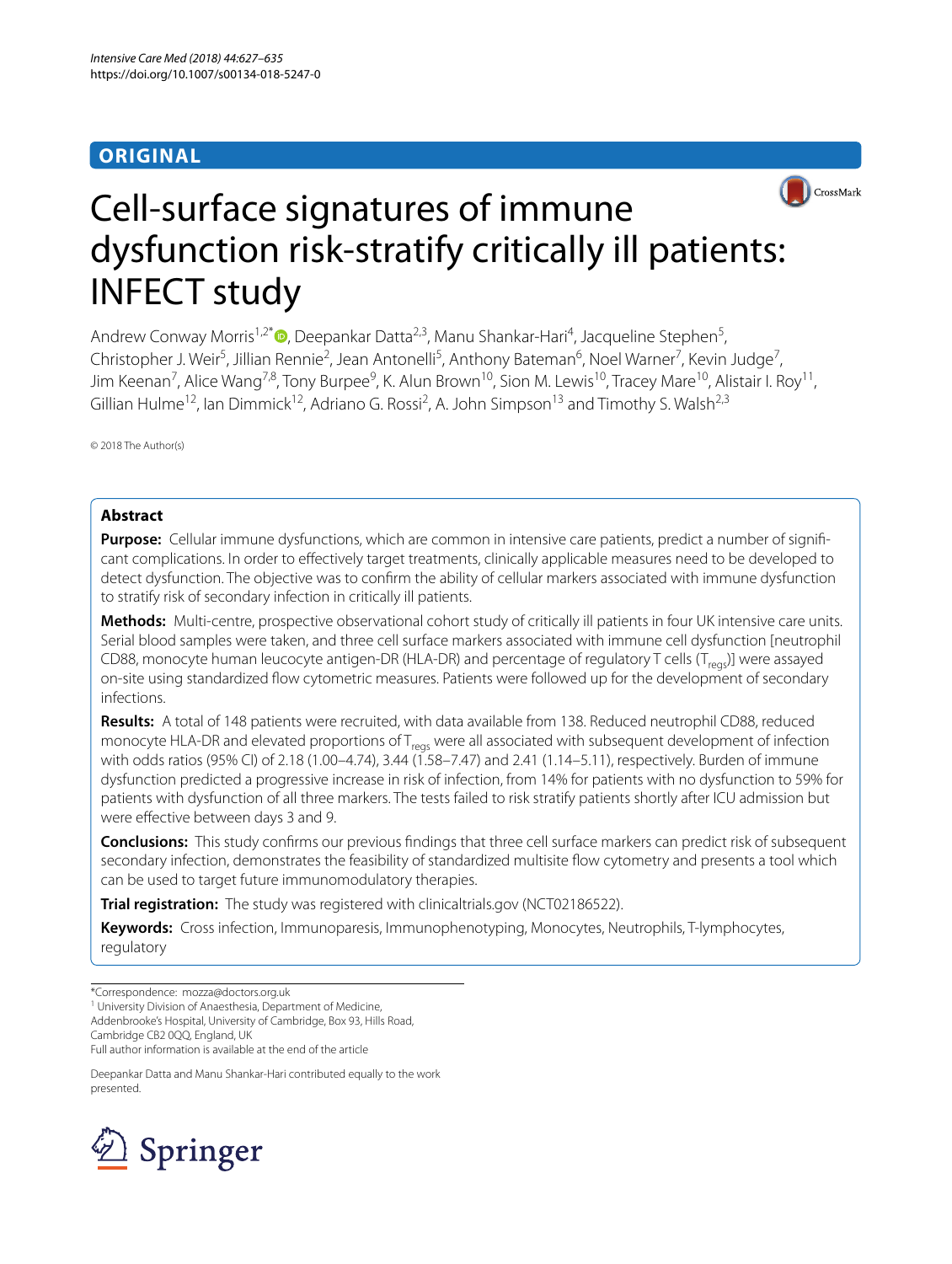ORIGINAL

# Cell-surface signatures of immune dysfunction risk-stratify critically ill patients: INFECT study

Andrew Conway Morris[1,2*], Deepankar Datta[2,3], Manu Shankar-Hari[4], Jacqueline Stephen[5], Christopher J. Weir[5], Jillian Rennie[2], Jean Antonelli[5], Anthony Bateman[6], Noel Warner[7], Kevin Judge[7], Jim Keenan[7], Alice Wang[7,8], Tony Burpee[9], K. Alun Brown[10], Sion M. Lewis[10], Tracey Mare[10], Alistair I. Roy[11], Gillian Hulme[12], Ian Dimmick[12], Adriano G. Rossi[2], A. John Simpson[13] and Timothy S. Walsh[2,3]

© 2018 The Author(s)

## Abstract

**Purpose:** Cellular immune dysfunctions, which are common in intensive care patients, predict a number of significant complications. In order to effectively target treatments, clinically applicable measures need to be developed to detect dysfunction. The objective was to confirm the ability of cellular markers associated with immune dysfunction to stratify risk of secondary infection in critically ill patients.

**Methods:** Multi-centre, prospective observational cohort study of critically ill patients in four UK intensive care units. Serial blood samples were taken, and three cell surface markers associated with immune cell dysfunction [neutrophil CD88, monocyte human leucocyte antigen-DR (HLA-DR) and percentage of regulatory T cells ($T_{regs}$)] were assayed on-site using standardized flow cytometric measures. Patients were followed up for the development of secondary infections.

**Results:** A total of 148 patients were recruited, with data available from 138. Reduced neutrophil CD88, reduced monocyte HLA-DR and elevated proportions of $T_{regs}$ were all associated with subsequent development of infection with odds ratios (95% CI) of 2.18 (1.00–4.74), 3.44 (1.58–7.47) and 2.41 (1.14–5.11), respectively. Burden of immune dysfunction predicted a progressive increase in risk of infection, from 14% for patients with no dysfunction to 59% for patients with dysfunction of all three markers. The tests failed to risk stratify patients shortly after ICU admission but were effective between days 3 and 9.

**Conclusions:** This study confirms our previous findings that three cell surface markers can predict risk of subsequent secondary infection, demonstrates the feasibility of standardized multisite flow cytometry and presents a tool which can be used to target future immunomodulatory therapies.

**Trial registration:** The study was registered with clinicaltrials.gov (NCT02186522).

**Keywords:** Cross infection, Immunoparesis, Immunophenotyping, Monocytes, Neutrophils, T-lymphocytes, regulatory

*Correspondence: mozza@doctors.org.uk
[1] University Division of Anaesthesia, Department of Medicine, Addenbrooke's Hospital, University of Cambridge, Box 93, Hills Road, Cambridge CB2 0QQ, England, UK
Full author information is available at the end of the article

Deepankar Datta and Manu Shankar-Hari contributed equally to the work presented.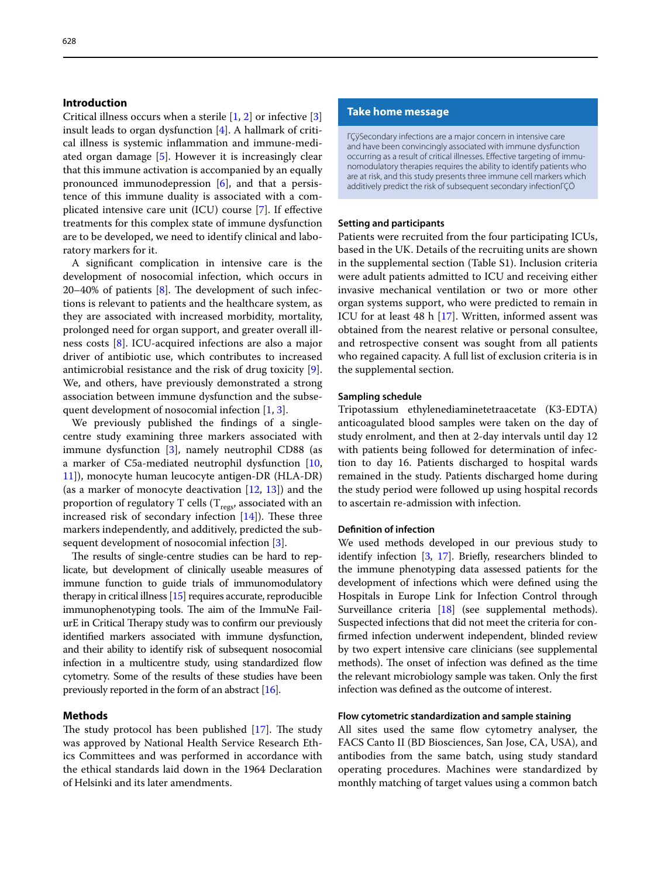## Introduction

Critical illness occurs when a sterile [1, 2] or infective [3] insult leads to organ dysfunction [4]. A hallmark of critical illness is systemic inflammation and immune-mediated organ damage [5]. However it is increasingly clear that this immune activation is accompanied by an equally pronounced immunodepression [6], and that a persistence of this immune duality is associated with a complicated intensive care unit (ICU) course [7]. If effective treatments for this complex state of immune dysfunction are to be developed, we need to identify clinical and laboratory markers for it.

A significant complication in intensive care is the development of nosocomial infection, which occurs in 20–40% of patients [8]. The development of such infections is relevant to patients and the healthcare system, as they are associated with increased morbidity, mortality, prolonged need for organ support, and greater overall illness costs [8]. ICU-acquired infections are also a major driver of antibiotic use, which contributes to increased antimicrobial resistance and the risk of drug toxicity [9]. We, and others, have previously demonstrated a strong association between immune dysfunction and the subsequent development of nosocomial infection [1, 3].

We previously published the findings of a single-centre study examining three markers associated with immune dysfunction [3], namely neutrophil CD88 (as a marker of C5a-mediated neutrophil dysfunction [10, 11]), monocyte human leucocyte antigen-DR (HLA-DR) (as a marker of monocyte deactivation [12, 13]) and the proportion of regulatory T cells ($T_{regs}$, associated with an increased risk of secondary infection [14]). These three markers independently, and additively, predicted the subsequent development of nosocomial infection [3].

The results of single-centre studies can be hard to replicate, but development of clinically useable measures of immune function to guide trials of immunomodulatory therapy in critical illness [15] requires accurate, reproducible immunophenotyping tools. The aim of the ImmuNe FailurE in Critical Therapy study was to confirm our previously identified markers associated with immune dysfunction, and their ability to identify risk of subsequent nosocomial infection in a multicentre study, using standardized flow cytometry. Some of the results of these studies have been previously reported in the form of an abstract [16].

## Methods

The study protocol has been published [17]. The study was approved by National Health Service Research Ethics Committees and was performed in accordance with the ethical standards laid down in the 1964 Declaration of Helsinki and its later amendments.

> **Take home message**
>
> ΓÇÿSecondary infections are a major concern in intensive care and have been convincingly associated with immune dysfunction occurring as a result of critical illnesses. Effective targeting of immunomodulatory therapies requires the ability to identify patients who are at risk, and this study presents three immune cell markers which additively predict the risk of subsequent secondary infectionΓÇÖ

### Setting and participants

Patients were recruited from the four participating ICUs, based in the UK. Details of the recruiting units are shown in the supplemental section (Table S1). Inclusion criteria were adult patients admitted to ICU and receiving either invasive mechanical ventilation or two or more other organ systems support, who were predicted to remain in ICU for at least 48 h [17]. Written, informed assent was obtained from the nearest relative or personal consultee, and retrospective consent was sought from all patients who regained capacity. A full list of exclusion criteria is in the supplemental section.

### Sampling schedule

Tripotassium ethylenediaminetetraacetate (K3-EDTA) anticoagulated blood samples were taken on the day of study enrolment, and then at 2-day intervals until day 12 with patients being followed for determination of infection to day 16. Patients discharged to hospital wards remained in the study. Patients discharged home during the study period were followed up using hospital records to ascertain re-admission with infection.

### Definition of infection

We used methods developed in our previous study to identify infection [3, 17]. Briefly, researchers blinded to the immune phenotyping data assessed patients for the development of infections which were defined using the Hospitals in Europe Link for Infection Control through Surveillance criteria [18] (see supplemental methods). Suspected infections that did not meet the criteria for confirmed infection underwent independent, blinded review by two expert intensive care clinicians (see supplemental methods). The onset of infection was defined as the time the relevant microbiology sample was taken. Only the first infection was defined as the outcome of interest.

### Flow cytometric standardization and sample staining

All sites used the same flow cytometry analyser, the FACS Canto II (BD Biosciences, San Jose, CA, USA), and antibodies from the same batch, using study standard operating procedures. Machines were standardized by monthly matching of target values using a common batch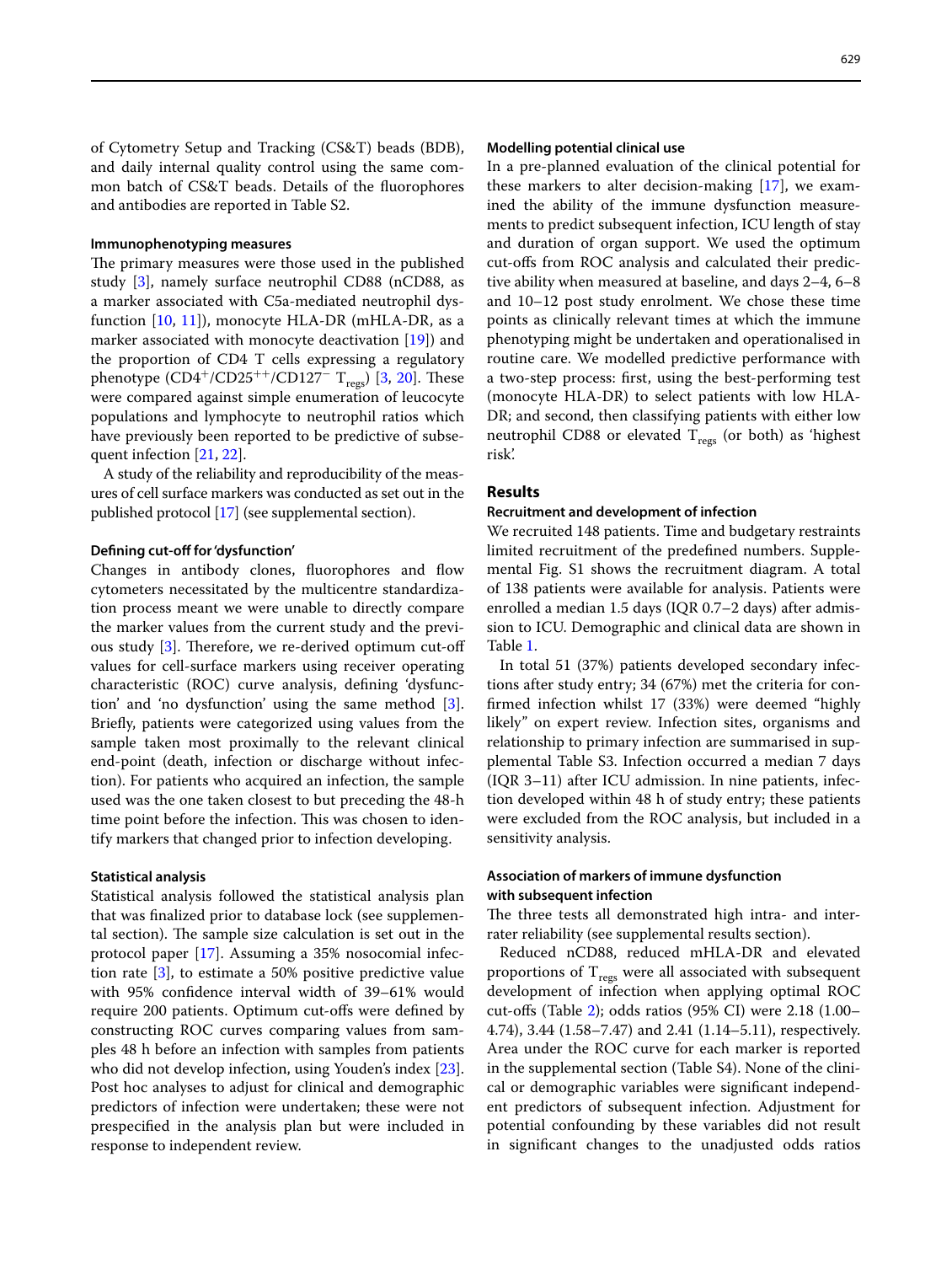of Cytometry Setup and Tracking (CS&T) beads (BDB), and daily internal quality control using the same common batch of CS&T beads. Details of the fluorophores and antibodies are reported in Table S2.

#### Immunophenotyping measures

The primary measures were those used in the published study [3], namely surface neutrophil CD88 (nCD88, as a marker associated with C5a-mediated neutrophil dysfunction [10, 11]), monocyte HLA-DR (mHLA-DR, as a marker associated with monocyte deactivation [19]) and the proportion of CD4 T cells expressing a regulatory phenotype ($CD4^{+}/CD25^{++}/CD127^{-}$ $T_{regs}$) [3, 20]. These were compared against simple enumeration of leucocyte populations and lymphocyte to neutrophil ratios which have previously been reported to be predictive of subsequent infection [21, 22].

A study of the reliability and reproducibility of the measures of cell surface markers was conducted as set out in the published protocol [17] (see supplemental section).

#### Defining cut-off for 'dysfunction'

Changes in antibody clones, fluorophores and flow cytometers necessitated by the multicentre standardization process meant we were unable to directly compare the marker values from the current study and the previous study [3]. Therefore, we re-derived optimum cut-off values for cell-surface markers using receiver operating characteristic (ROC) curve analysis, defining 'dysfunction' and 'no dysfunction' using the same method [3]. Briefly, patients were categorized using values from the sample taken most proximally to the relevant clinical end-point (death, infection or discharge without infection). For patients who acquired an infection, the sample used was the one taken closest to but preceding the 48-h time point before the infection. This was chosen to identify markers that changed prior to infection developing.

#### Statistical analysis

Statistical analysis followed the statistical analysis plan that was finalized prior to database lock (see supplemental section). The sample size calculation is set out in the protocol paper [17]. Assuming a 35% nosocomial infection rate [3], to estimate a 50% positive predictive value with 95% confidence interval width of 39–61% would require 200 patients. Optimum cut-offs were defined by constructing ROC curves comparing values from samples 48 h before an infection with samples from patients who did not develop infection, using Youden's index [23]. Post hoc analyses to adjust for clinical and demographic predictors of infection were undertaken; these were not prespecified in the analysis plan but were included in response to independent review.

#### Modelling potential clinical use

In a pre-planned evaluation of the clinical potential for these markers to alter decision-making [17], we examined the ability of the immune dysfunction measurements to predict subsequent infection, ICU length of stay and duration of organ support. We used the optimum cut-offs from ROC analysis and calculated their predictive ability when measured at baseline, and days 2–4, 6–8 and 10–12 post study enrolment. We chose these time points as clinically relevant times at which the immune phenotyping might be undertaken and operationalised in routine care. We modelled predictive performance with a two-step process: first, using the best-performing test (monocyte HLA-DR) to select patients with low HLA-DR; and second, then classifying patients with either low neutrophil CD88 or elevated $T_{regs}$ (or both) as 'highest risk'.

## Results

#### Recruitment and development of infection

We recruited 148 patients. Time and budgetary restraints limited recruitment of the predefined numbers. Supplemental Fig. S1 shows the recruitment diagram. A total of 138 patients were available for analysis. Patients were enrolled a median 1.5 days (IQR 0.7–2 days) after admission to ICU. Demographic and clinical data are shown in Table 1.

In total 51 (37%) patients developed secondary infections after study entry; 34 (67%) met the criteria for confirmed infection whilst 17 (33%) were deemed "highly likely" on expert review. Infection sites, organisms and relationship to primary infection are summarised in supplemental Table S3. Infection occurred a median 7 days (IQR 3–11) after ICU admission. In nine patients, infection developed within 48 h of study entry; these patients were excluded from the ROC analysis, but included in a sensitivity analysis.

#### Association of markers of immune dysfunction with subsequent infection

The three tests all demonstrated high intra- and inter-rater reliability (see supplemental results section).

Reduced nCD88, reduced mHLA-DR and elevated proportions of $T_{regs}$ were all associated with subsequent development of infection when applying optimal ROC cut-offs (Table 2); odds ratios (95% CI) were 2.18 (1.00–4.74), 3.44 (1.58–7.47) and 2.41 (1.14–5.11), respectively. Area under the ROC curve for each marker is reported in the supplemental section (Table S4). None of the clinical or demographic variables were significant independent predictors of subsequent infection. Adjustment for potential confounding by these variables did not result in significant changes to the unadjusted odds ratios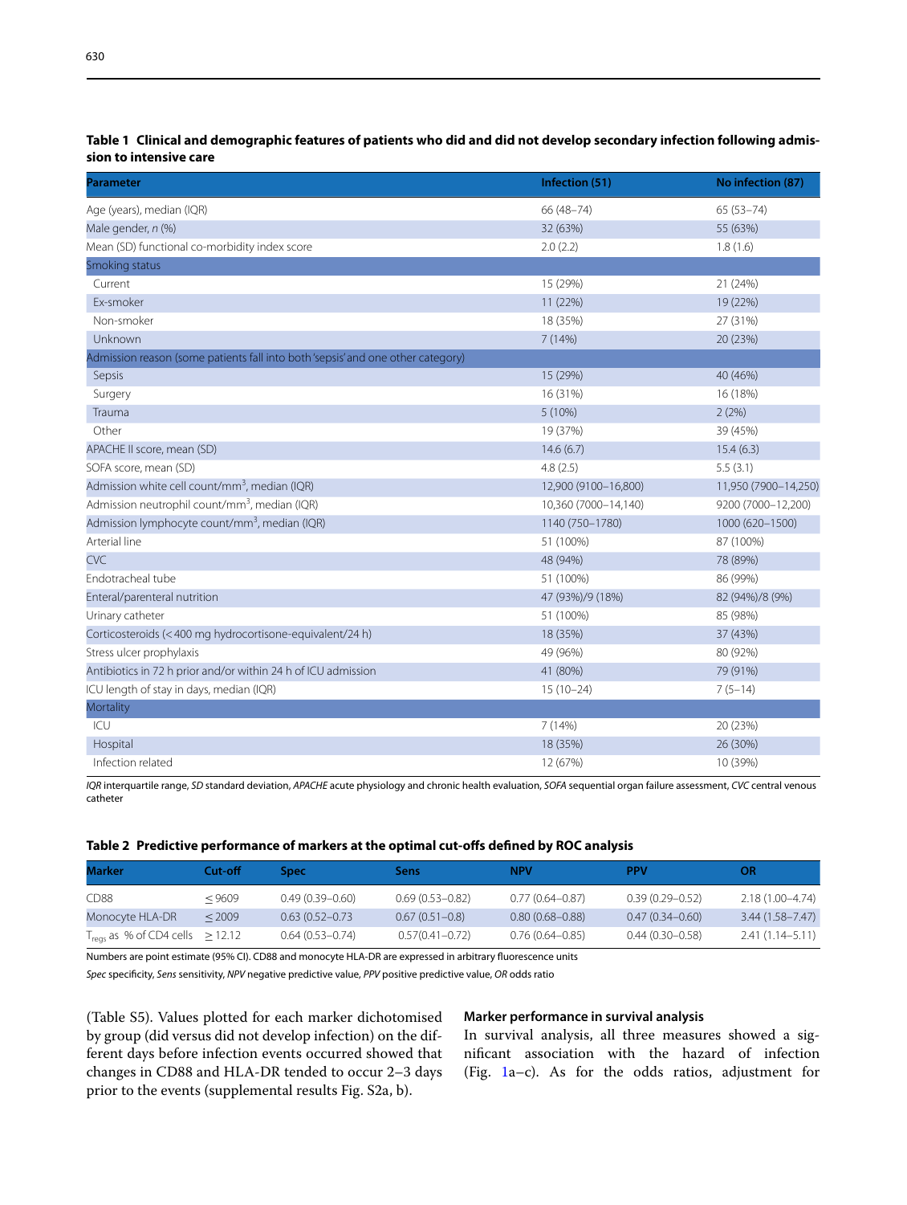**Table 1 Clinical and demographic features of patients who did and did not develop secondary infection following admission to intensive care**

| Parameter | Infection (51) | No infection (87) |
|---|---|---|
| Age (years), median (IQR) | 66 (48–74) | 65 (53–74) |
| Male gender, *n* (%) | 32 (63%) | 55 (63%) |
| Mean (SD) functional co-morbidity index score | 2.0 (2.2) | 1.8 (1.6) |
| Smoking status | | |
| Current | 15 (29%) | 21 (24%) |
| Ex-smoker | 11 (22%) | 19 (22%) |
| Non-smoker | 18 (35%) | 27 (31%) |
| Unknown | 7 (14%) | 20 (23%) |
| Admission reason (some patients fall into both 'sepsis' and one other category) | | |
| Sepsis | 15 (29%) | 40 (46%) |
| Surgery | 16 (31%) | 16 (18%) |
| Trauma | 5 (10%) | 2 (2%) |
| Other | 19 (37%) | 39 (45%) |
| APACHE II score, mean (SD) | 14.6 (6.7) | 15.4 (6.3) |
| SOFA score, mean (SD) | 4.8 (2.5) | 5.5 (3.1) |
| Admission white cell count/mm$^3$, median (IQR) | 12,900 (9100–16,800) | 11,950 (7900–14,250) |
| Admission neutrophil count/mm$^3$, median (IQR) | 10,360 (7000–14,140) | 9200 (7000–12,200) |
| Admission lymphocyte count/mm$^3$, median (IQR) | 1140 (750–1780) | 1000 (620–1500) |
| Arterial line | 51 (100%) | 87 (100%) |
| CVC | 48 (94%) | 78 (89%) |
| Endotracheal tube | 51 (100%) | 86 (99%) |
| Enteral/parenteral nutrition | 47 (93%)/9 (18%) | 82 (94%)/8 (9%) |
| Urinary catheter | 51 (100%) | 85 (98%) |
| Corticosteroids (< 400 mg hydrocortisone-equivalent/24 h) | 18 (35%) | 37 (43%) |
| Stress ulcer prophylaxis | 49 (96%) | 80 (92%) |
| Antibiotics in 72 h prior and/or within 24 h of ICU admission | 41 (80%) | 79 (91%) |
| ICU length of stay in days, median (IQR) | 15 (10–24) | 7 (5–14) |
| Mortality | | |
| ICU | 7 (14%) | 20 (23%) |
| Hospital | 18 (35%) | 26 (30%) |
| Infection related | 12 (67%) | 10 (39%) |

*IQR* interquartile range, *SD* standard deviation, *APACHE* acute physiology and chronic health evaluation, *SOFA* sequential organ failure assessment, *CVC* central venous catheter

**Table 2 Predictive performance of markers at the optimal cut-offs defined by ROC analysis**

| Marker | Cut-off | Spec | Sens | NPV | PPV | OR |
|---|---|---|---|---|---|---|
| CD88 | ≤ 9609 | 0.49 (0.39–0.60) | 0.69 (0.53–0.82) | 0.77 (0.64–0.87) | 0.39 (0.29–0.52) | 2.18 (1.00–4.74) |
| Monocyte HLA-DR | ≤ 2009 | 0.63 (0.52–0.73 | 0.67 (0.51–0.8) | 0.80 (0.68–0.88) | 0.47 (0.34–0.60) | 3.44 (1.58–7.47) |
| $T_{regs}$ as % of CD4 cells | ≥ 12.12 | 0.64 (0.53–0.74) | 0.57(0.41–0.72) | 0.76 (0.64–0.85) | 0.44 (0.30–0.58) | 2.41 (1.14–5.11) |

Numbers are point estimate (95% CI). CD88 and monocyte HLA-DR are expressed in arbitrary fluorescence units

*Spec* specificity, *Sens* sensitivity, *NPV* negative predictive value, *PPV* positive predictive value, *OR* odds ratio

(Table S5). Values plotted for each marker dichotomised by group (did versus did not develop infection) on the different days before infection events occurred showed that changes in CD88 and HLA-DR tended to occur 2–3 days prior to the events (supplemental results Fig. S2a, b).

### Marker performance in survival analysis

In survival analysis, all three measures showed a significant association with the hazard of infection (Fig. 1a–c). As for the odds ratios, adjustment for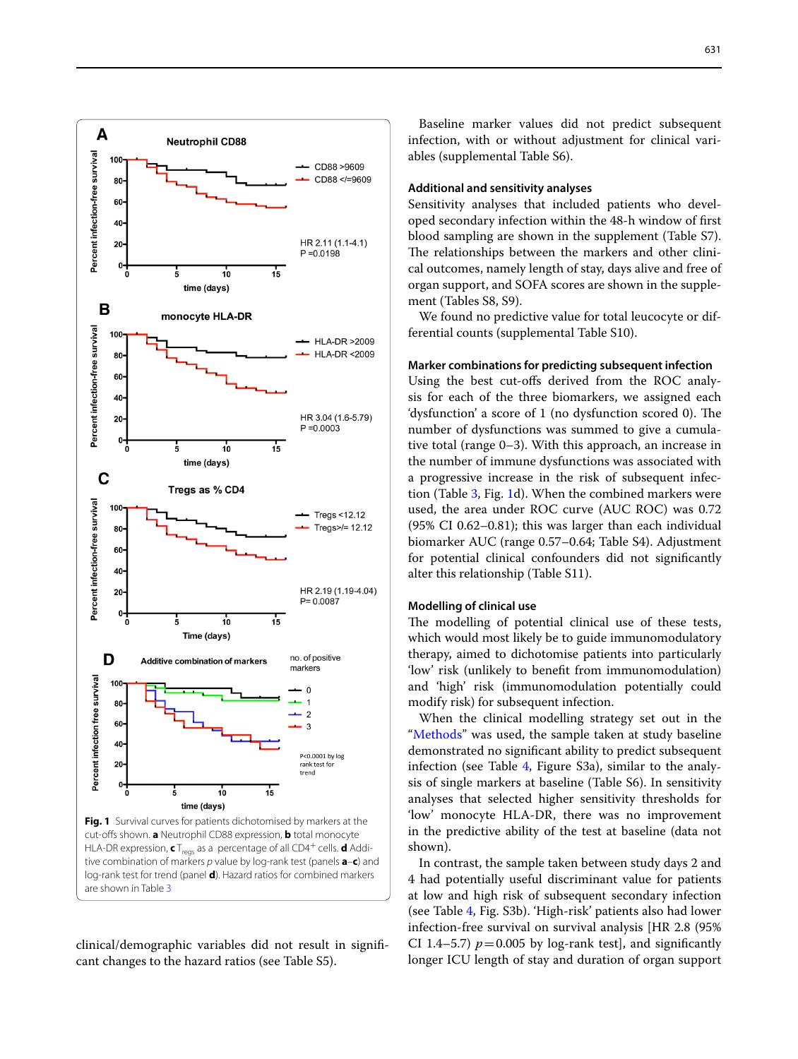Fig. 1 Survival curves for patients dichotomised by markers at the cut-offs shown. **a** Neutrophil CD88 expression, **b** total monocyte HLA-DR expression, **c** $T_{regs}$ as a percentage of all $CD4^{+}$ cells. **d** Additive combination of markers *p* value by log-rank test (panels **a**–**c**) and log-rank test for trend (panel **d**). Hazard ratios for combined markers are shown in Table 3

clinical/demographic variables did not result in significant changes to the hazard ratios (see Table S5).

Baseline marker values did not predict subsequent infection, with or without adjustment for clinical variables (supplemental Table S6).

### Additional and sensitivity analyses

Sensitivity analyses that included patients who developed secondary infection within the 48-h window of first blood sampling are shown in the supplement (Table S7). The relationships between the markers and other clinical outcomes, namely length of stay, days alive and free of organ support, and SOFA scores are shown in the supplement (Tables S8, S9).

We found no predictive value for total leucocyte or differential counts (supplemental Table S10).

### Marker combinations for predicting subsequent infection

Using the best cut-offs derived from the ROC analysis for each of the three biomarkers, we assigned each 'dysfunction' a score of 1 (no dysfunction scored 0). The number of dysfunctions was summed to give a cumulative total (range 0–3). With this approach, an increase in the number of immune dysfunctions was associated with a progressive increase in the risk of subsequent infection (Table 3, Fig. 1d). When the combined markers were used, the area under ROC curve (AUC ROC) was 0.72 (95% CI 0.62–0.81); this was larger than each individual biomarker AUC (range 0.57–0.64; Table S4). Adjustment for potential clinical confounders did not significantly alter this relationship (Table S11).

### Modelling of clinical use

The modelling of potential clinical use of these tests, which would most likely be to guide immunomodulatory therapy, aimed to dichotomise patients into particularly 'low' risk (unlikely to benefit from immunomodulation) and 'high' risk (immunomodulation potentially could modify risk) for subsequent infection.

When the clinical modelling strategy set out in the "Methods" was used, the sample taken at study baseline demonstrated no significant ability to predict subsequent infection (see Table 4, Figure S3a), similar to the analysis of single markers at baseline (Table S6). In sensitivity analyses that selected higher sensitivity thresholds for 'low' monocyte HLA-DR, there was no improvement in the predictive ability of the test at baseline (data not shown).

In contrast, the sample taken between study days 2 and 4 had potentially useful discriminant value for patients at low and high risk of subsequent secondary infection (see Table 4, Fig. S3b). 'High-risk' patients also had lower infection-free survival on survival analysis [HR 2.8 (95% CI 1.4–5.7) $p = 0.005$ by log-rank test], and significantly longer ICU length of stay and duration of organ support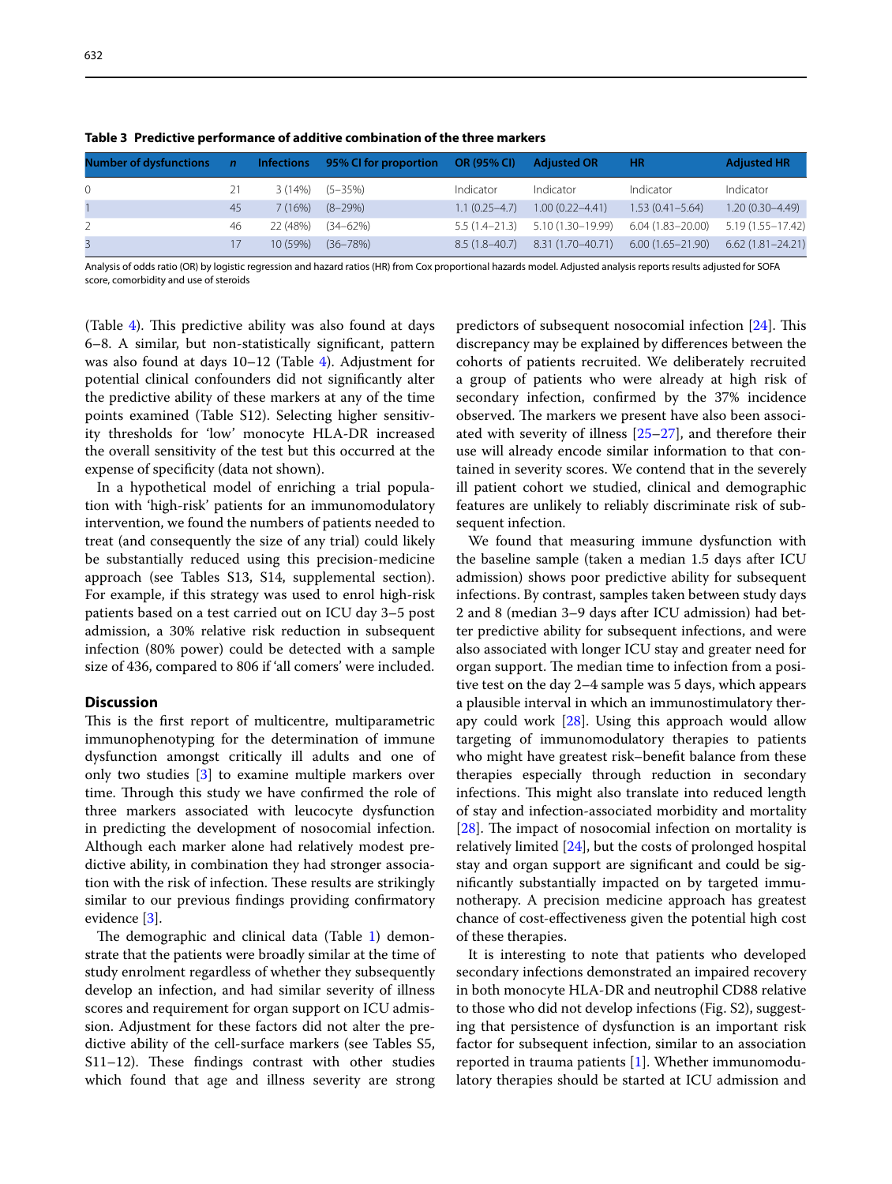**Table 3 Predictive performance of additive combination of the three markers**

| Number of dysfunctions | *n* | Infections | 95% CI for proportion | OR (95% CI) | Adjusted OR | HR | Adjusted HR |
|---|---|---|---|---|---|---|---|
| 0 | 21 | 3 (14%) | (5–35%) | Indicator | Indicator | Indicator | Indicator |
| 1 | 45 | 7 (16%) | (8–29%) | 1.1 (0.25–4.7) | 1.00 (0.22–4.41) | 1.53 (0.41–5.64) | 1.20 (0.30–4.49) |
| 2 | 46 | 22 (48%) | (34–62%) | 5.5 (1.4–21.3) | 5.10 (1.30–19.99) | 6.04 (1.83–20.00) | 5.19 (1.55–17.42) |
| 3 | 17 | 10 (59%) | (36–78%) | 8.5 (1.8–40.7) | 8.31 (1.70–40.71) | 6.00 (1.65–21.90) | 6.62 (1.81–24.21) |

Analysis of odds ratio (OR) by logistic regression and hazard ratios (HR) from Cox proportional hazards model. Adjusted analysis reports results adjusted for SOFA score, comorbidity and use of steroids

(Table 4). This predictive ability was also found at days 6–8. A similar, but non-statistically significant, pattern was also found at days 10–12 (Table 4). Adjustment for potential clinical confounders did not significantly alter the predictive ability of these markers at any of the time points examined (Table S12). Selecting higher sensitivity thresholds for 'low' monocyte HLA-DR increased the overall sensitivity of the test but this occurred at the expense of specificity (data not shown).

In a hypothetical model of enriching a trial population with 'high-risk' patients for an immunomodulatory intervention, we found the numbers of patients needed to treat (and consequently the size of any trial) could likely be substantially reduced using this precision-medicine approach (see Tables S13, S14, supplemental section). For example, if this strategy was used to enrol high-risk patients based on a test carried out on ICU day 3–5 post admission, a 30% relative risk reduction in subsequent infection (80% power) could be detected with a sample size of 436, compared to 806 if 'all comers' were included.

## Discussion

This is the first report of multicentre, multiparametric immunophenotyping for the determination of immune dysfunction amongst critically ill adults and one of only two studies [3] to examine multiple markers over time. Through this study we have confirmed the role of three markers associated with leucocyte dysfunction in predicting the development of nosocomial infection. Although each marker alone had relatively modest predictive ability, in combination they had stronger association with the risk of infection. These results are strikingly similar to our previous findings providing confirmatory evidence [3].

The demographic and clinical data (Table 1) demonstrate that the patients were broadly similar at the time of study enrolment regardless of whether they subsequently develop an infection, and had similar severity of illness scores and requirement for organ support on ICU admission. Adjustment for these factors did not alter the predictive ability of the cell-surface markers (see Tables S5, S11–12). These findings contrast with other studies which found that age and illness severity are strong predictors of subsequent nosocomial infection [24]. This discrepancy may be explained by differences between the cohorts of patients recruited. We deliberately recruited a group of patients who were already at high risk of secondary infection, confirmed by the 37% incidence observed. The markers we present have also been associated with severity of illness [25–27], and therefore their use will already encode similar information to that contained in severity scores. We contend that in the severely ill patient cohort we studied, clinical and demographic features are unlikely to reliably discriminate risk of subsequent infection.

We found that measuring immune dysfunction with the baseline sample (taken a median 1.5 days after ICU admission) shows poor predictive ability for subsequent infections. By contrast, samples taken between study days 2 and 8 (median 3–9 days after ICU admission) had better predictive ability for subsequent infections, and were also associated with longer ICU stay and greater need for organ support. The median time to infection from a positive test on the day 2–4 sample was 5 days, which appears a plausible interval in which an immunostimulatory therapy could work [28]. Using this approach would allow targeting of immunomodulatory therapies to patients who might have greatest risk–benefit balance from these therapies especially through reduction in secondary infections. This might also translate into reduced length of stay and infection-associated morbidity and mortality [28]. The impact of nosocomial infection on mortality is relatively limited [24], but the costs of prolonged hospital stay and organ support are significant and could be significantly substantially impacted on by targeted immunotherapy. A precision medicine approach has greatest chance of cost-effectiveness given the potential high cost of these therapies.

It is interesting to note that patients who developed secondary infections demonstrated an impaired recovery in both monocyte HLA-DR and neutrophil CD88 relative to those who did not develop infections (Fig. S2), suggesting that persistence of dysfunction is an important risk factor for subsequent infection, similar to an association reported in trauma patients [1]. Whether immunomodulatory therapies should be started at ICU admission and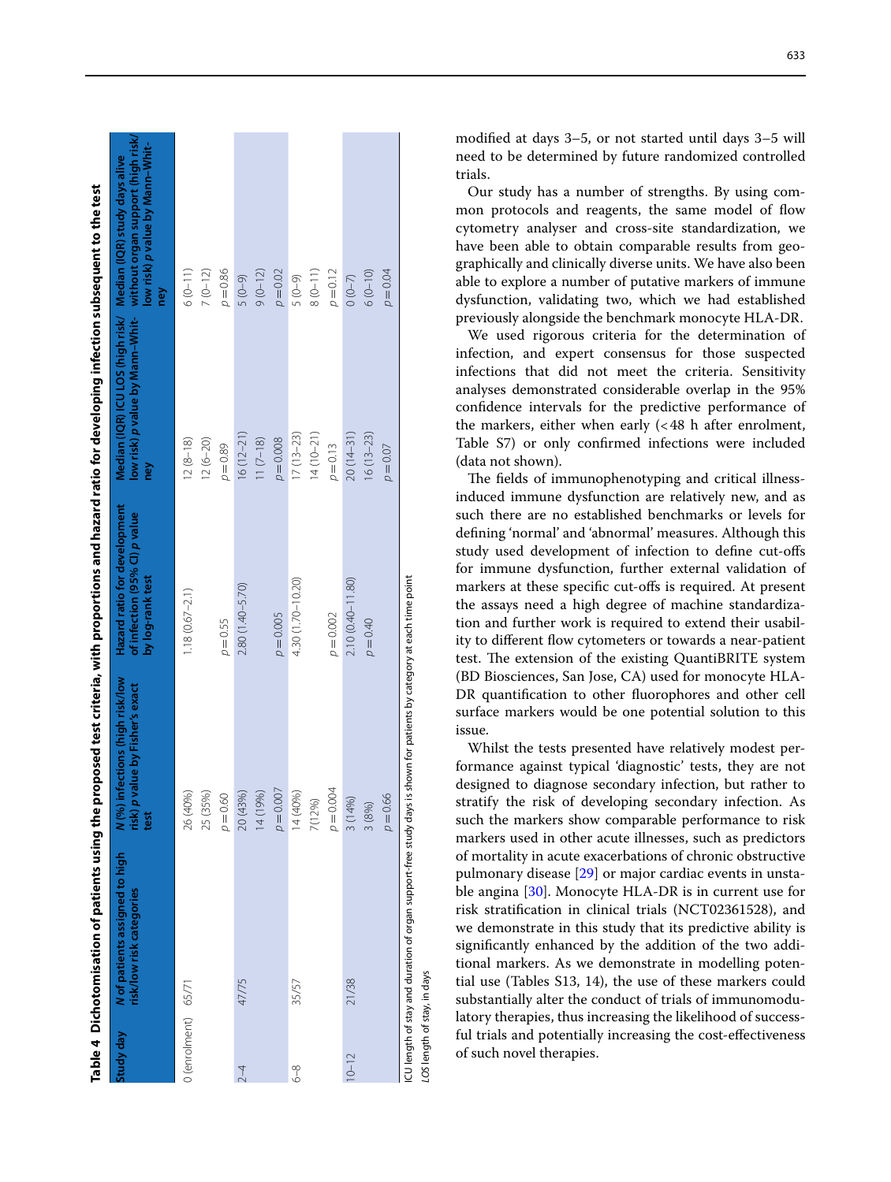**Table 4 Dichotomisation of patients using the proposed test criteria, with proportions and hazard ratio for developing infection subsequent to the test**

| Study day | N of patients assigned to high risk/low risk categories | N (%) infections (high risk/low risk) p value by Fisher's exact test | Hazard ratio for development of infection (95% CI) p value by log-rank test | Median (IQR) ICU LOS (high risk/low risk) p value by Mann–Whitney | Median (IQR) study days alive without organ support (high risk/low risk) p value by Mann–Whitney |
|---|---|---|---|---|---|
| 0 (enrolment) | 65/71 | 26 (40%) | 1.18 (0.67–2.1) | 12 (8–18) | 6 (0–11) |
| | | 25 (35%) | | 12 (6–20) | 7 (0–12) |
| | | $p=0.60$ | $p=0.55$ | $p=0.89$ | $p=0.86$ |
| 2–4 | 47/75 | 20 (43%) | 2.80 (1.40–5.70) | 16 (12–21) | 5 (0–9) |
| | | 14 (19%) | | 11 (7–18) | 9 (0–12) |
| | | $p=0.007$ | $p=0.005$ | $p=0.008$ | $p=0.02$ |
| 6–8 | 35/57 | 14 (40%) | 4.30 (1.70–10.20) | 17 (13–23) | 5 (0–9) |
| | | 7(12%) | | 14 (10–21) | 8 (0–11) |
| | | $p=0.004$ | $p=0.002$ | $p=0.13$ | $p=0.12$ |
| 10–12 | 21/38 | 3 (14%) | 2.10 (0.40–11.80) | 20 (14–31) | 0 (0–7) |
| | | 3 (8%) | $p=0.40$ | 16 (13–23) | 6 (0–10) |
| | | $p=0.66$ | | $p=0.07$ | $p=0.04$ |

ICU length of stay and duration of organ support-free study days is shown for patients by category at each time point

*LOS* length of stay, in days

modified at days 3–5, or not started until days 3–5 will need to be determined by future randomized controlled trials.

Our study has a number of strengths. By using common protocols and reagents, the same model of flow cytometry analyser and cross-site standardization, we have been able to obtain comparable results from geographically and clinically diverse units. We have also been able to explore a number of putative markers of immune dysfunction, validating two, which we had established previously alongside the benchmark monocyte HLA-DR.

We used rigorous criteria for the determination of infection, and expert consensus for those suspected infections that did not meet the criteria. Sensitivity analyses demonstrated considerable overlap in the 95% confidence intervals for the predictive performance of the markers, either when early (<48 h after enrolment, Table S7) or only confirmed infections were included (data not shown).

The fields of immunophenotyping and critical illness-induced immune dysfunction are relatively new, and as such there are no established benchmarks or levels for defining 'normal' and 'abnormal' measures. Although this study used development of infection to define cut-offs for immune dysfunction, further external validation of markers at these specific cut-offs is required. At present the assays need a high degree of machine standardization and further work is required to extend their usability to different flow cytometers or towards a near-patient test. The extension of the existing QuantiBRITE system (BD Biosciences, San Jose, CA) used for monocyte HLA-DR quantification to other fluorophores and other cell surface markers would be one potential solution to this issue.

Whilst the tests presented have relatively modest performance against typical 'diagnostic' tests, they are not designed to diagnose secondary infection, but rather to stratify the risk of developing secondary infection. As such the markers show comparable performance to risk markers used in other acute illnesses, such as predictors of mortality in acute exacerbations of chronic obstructive pulmonary disease [29] or major cardiac events in unstable angina [30]. Monocyte HLA-DR is in current use for risk stratification in clinical trials (NCT02361528), and we demonstrate in this study that its predictive ability is significantly enhanced by the addition of the two additional markers. As we demonstrate in modelling potential use (Tables S13, 14), the use of these markers could substantially alter the conduct of trials of immunomodulatory therapies, thus increasing the likelihood of successful trials and potentially increasing the cost-effectiveness of such novel therapies.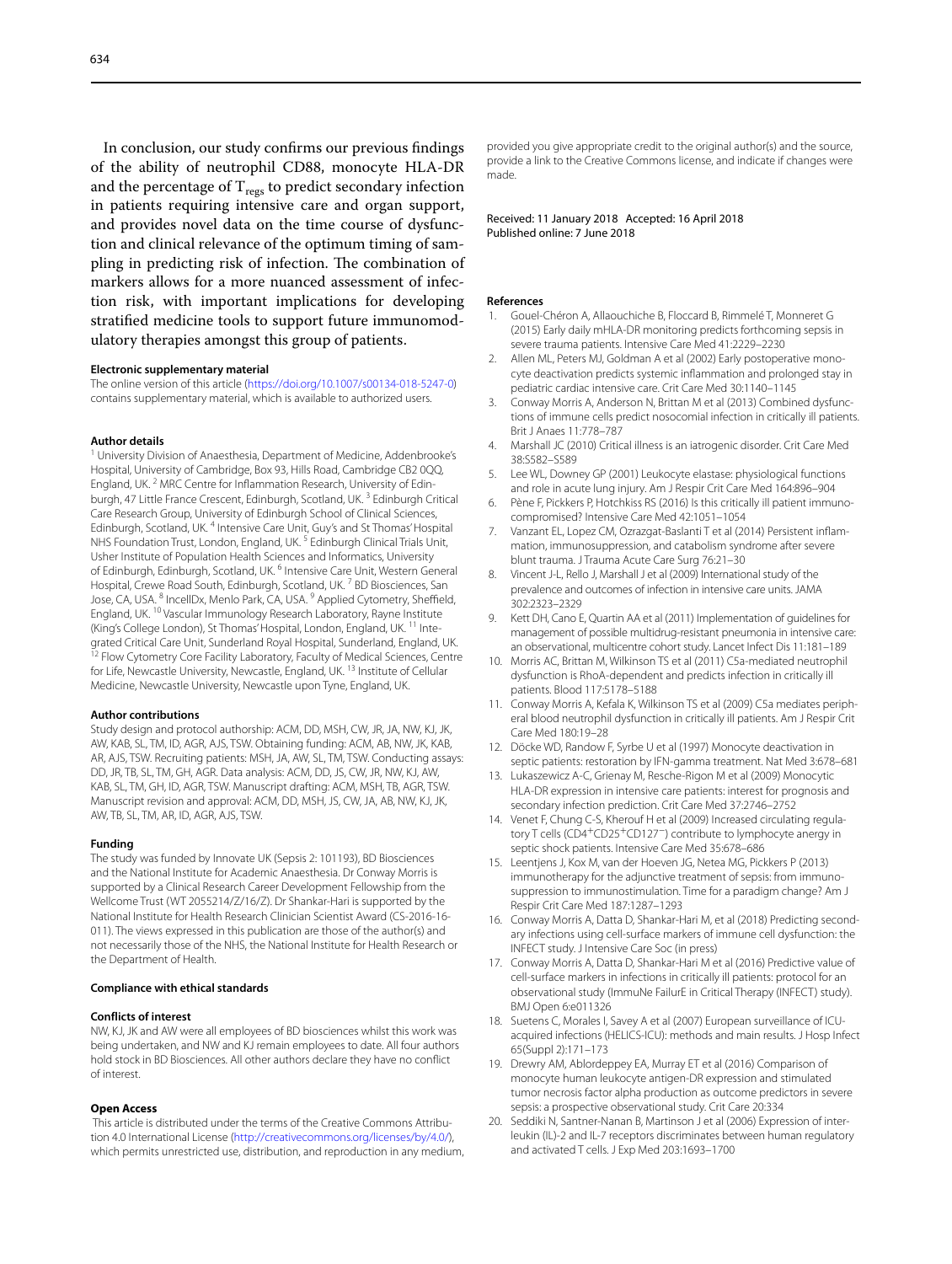In conclusion, our study confirms our previous findings of the ability of neutrophil CD88, monocyte HLA-DR and the percentage of $T_{regs}$ to predict secondary infection in patients requiring intensive care and organ support, and provides novel data on the time course of dysfunction and clinical relevance of the optimum timing of sampling in predicting risk of infection. The combination of markers allows for a more nuanced assessment of infection risk, with important implications for developing stratified medicine tools to support future immunomodulatory therapies amongst this group of patients.

### Electronic supplementary material

The online version of this article (https://doi.org/10.1007/s00134-018-5247-0) contains supplementary material, which is available to authorized users.

### Author details

[1] University Division of Anaesthesia, Department of Medicine, Addenbrooke's Hospital, University of Cambridge, Box 93, Hills Road, Cambridge CB2 0QQ, England, UK. [2] MRC Centre for Inflammation Research, University of Edinburgh, 47 Little France Crescent, Edinburgh, Scotland, UK. [3] Edinburgh Critical Care Research Group, University of Edinburgh School of Clinical Sciences, Edinburgh, Scotland, UK. [4] Intensive Care Unit, Guy's and St Thomas' Hospital NHS Foundation Trust, London, England, UK. [5] Edinburgh Clinical Trials Unit, Usher Institute of Population Health Sciences and Informatics, University of Edinburgh, Edinburgh, Scotland, UK. [6] Intensive Care Unit, Western General Hospital, Crewe Road South, Edinburgh, Scotland, UK. [7] BD Biosciences, San Jose, CA, USA. [8] IncellDx, Menlo Park, CA, USA. [9] Applied Cytometry, Sheffield, England, UK. [10] Vascular Immunology Research Laboratory, Rayne Institute (King's College London), St Thomas' Hospital, London, England, UK. [11] Integrated Critical Care Unit, Sunderland Royal Hospital, Sunderland, England, UK. [12] Flow Cytometry Core Facility Laboratory, Faculty of Medical Sciences, Centre for Life, Newcastle University, Newcastle, England, UK. [13] Institute of Cellular Medicine, Newcastle University, Newcastle upon Tyne, England, UK.

### Author contributions

Study design and protocol authorship: ACM, DD, MSH, CW, JR, JA, NW, KJ, JK, AW, KAB, SL, TM, ID, AGR, AJS, TSW. Obtaining funding: ACM, AB, NW, JK, KAB, AR, AJS, TSW. Recruiting patients: MSH, JA, AW, SL, TM, TSW. Conducting assays: DD, JR, TB, SL, TM, GH, AGR. Data analysis: ACM, DD, JS, CW, JR, NW, KJ, AW, KAB, SL, TM, GH, ID, AGR, TSW. Manuscript drafting: ACM, MSH, TB, AGR, TSW. Manuscript revision and approval: ACM, DD, MSH, JS, CW, JA, AB, NW, KJ, JK, AW, TB, SL, TM, AR, ID, AGR, AJS, TSW.

### Funding

The study was funded by Innovate UK (Sepsis 2: 101193), BD Biosciences and the National Institute for Academic Anaesthesia. Dr Conway Morris is supported by a Clinical Research Career Development Fellowship from the Wellcome Trust (WT 2055214/Z/16/Z). Dr Shankar-Hari is supported by the National Institute for Health Research Clinician Scientist Award (CS-2016-16-011). The views expressed in this publication are those of the author(s) and not necessarily those of the NHS, the National Institute for Health Research or the Department of Health.

### Compliance with ethical standards

### Conflicts of interest

NW, KJ, JK and AW were all employees of BD biosciences whilst this work was being undertaken, and NW and KJ remain employees to date. All four authors hold stock in BD Biosciences. All other authors declare they have no conflict of interest.

### Open Access

This article is distributed under the terms of the Creative Commons Attribution 4.0 International License (http://creativecommons.org/licenses/by/4.0/), which permits unrestricted use, distribution, and reproduction in any medium, provided you give appropriate credit to the original author(s) and the source, provide a link to the Creative Commons license, and indicate if changes were made.

Received: 11 January 2018 Accepted: 16 April 2018
Published online: 7 June 2018

### References

1. Gouel-Chéron A, Allaouchiche B, Floccard B, Rimmelé T, Monneret G (2015) Early daily mHLA-DR monitoring predicts forthcoming sepsis in severe trauma patients. Intensive Care Med 41:2229–2230
2. Allen ML, Peters MJ, Goldman A et al (2002) Early postoperative monocyte deactivation predicts systemic inflammation and prolonged stay in pediatric cardiac intensive care. Crit Care Med 30:1140–1145
3. Conway Morris A, Anderson N, Brittan M et al (2013) Combined dysfunctions of immune cells predict nosocomial infection in critically ill patients. Brit J Anaes 11:778–787
4. Marshall JC (2010) Critical illness is an iatrogenic disorder. Crit Care Med 38:S582–S589
5. Lee WL, Downey GP (2001) Leukocyte elastase: physiological functions and role in acute lung injury. Am J Respir Crit Care Med 164:896–904
6. Pène F, Pickkers P, Hotchkiss RS (2016) Is this critically ill patient immunocompromised? Intensive Care Med 42:1051–1054
7. Vanzant EL, Lopez CM, Ozrazgat-Baslanti T et al (2014) Persistent inflammation, immunosuppression, and catabolism syndrome after severe blunt trauma. J Trauma Acute Care Surg 76:21–30
8. Vincent J-L, Rello J, Marshall J et al (2009) International study of the prevalence and outcomes of infection in intensive care units. JAMA 302:2323–2329
9. Kett DH, Cano E, Quartin AA et al (2011) Implementation of guidelines for management of possible multidrug-resistant pneumonia in intensive care: an observational, multicentre cohort study. Lancet Infect Dis 11:181–189
10. Morris AC, Brittan M, Wilkinson TS et al (2011) C5a-mediated neutrophil dysfunction is RhoA-dependent and predicts infection in critically ill patients. Blood 117:5178–5188
11. Conway Morris A, Kefala K, Wilkinson TS et al (2009) C5a mediates peripheral blood neutrophil dysfunction in critically ill patients. Am J Respir Crit Care Med 180:19–28
12. Döcke WD, Randow F, Syrbe U et al (1997) Monocyte deactivation in septic patients: restoration by IFN-gamma treatment. Nat Med 3:678–681
13. Lukaszewicz A-C, Grienay M, Resche-Rigon M et al (2009) Monocytic HLA-DR expression in intensive care patients: interest for prognosis and secondary infection prediction. Crit Care Med 37:2746–2752
14. Venet F, Chung C-S, Kherouf H et al (2009) Increased circulating regulatory T cells ($CD4^{+}CD25^{+}CD127^{-}$) contribute to lymphocyte anergy in septic shock patients. Intensive Care Med 35:678–686
15. Leentjens J, Kox M, van der Hoeven JG, Netea MG, Pickkers P (2013) immunotherapy for the adjunctive treatment of sepsis: from immunosuppression to immunostimulation. Time for a paradigm change? Am J Respir Crit Care Med 187:1287–1293
16. Conway Morris A, Datta D, Shankar-Hari M, et al (2018) Predicting secondary infections using cell-surface markers of immune cell dysfunction: the INFECT study. J Intensive Care Soc (in press)
17. Conway Morris A, Datta D, Shankar-Hari M et al (2016) Predictive value of cell-surface markers in infections in critically ill patients: protocol for an observational study (ImmuNe FailurE in Critical Therapy (INFECT) study). BMJ Open 6:e011326
18. Suetens C, Morales I, Savey A et al (2007) European surveillance of ICU-acquired infections (HELICS-ICU): methods and main results. J Hosp Infect 65(Suppl 2):171–173
19. Drewry AM, Ablordeppey EA, Murray ET et al (2016) Comparison of monocyte human leukocyte antigen-DR expression and stimulated tumor necrosis factor alpha production as outcome predictors in severe sepsis: a prospective observational study. Crit Care 20:334
20. Seddiki N, Santner-Nanan B, Martinson J et al (2006) Expression of interleukin (IL)-2 and IL-7 receptors discriminates between human regulatory and activated T cells. J Exp Med 203:1693–1700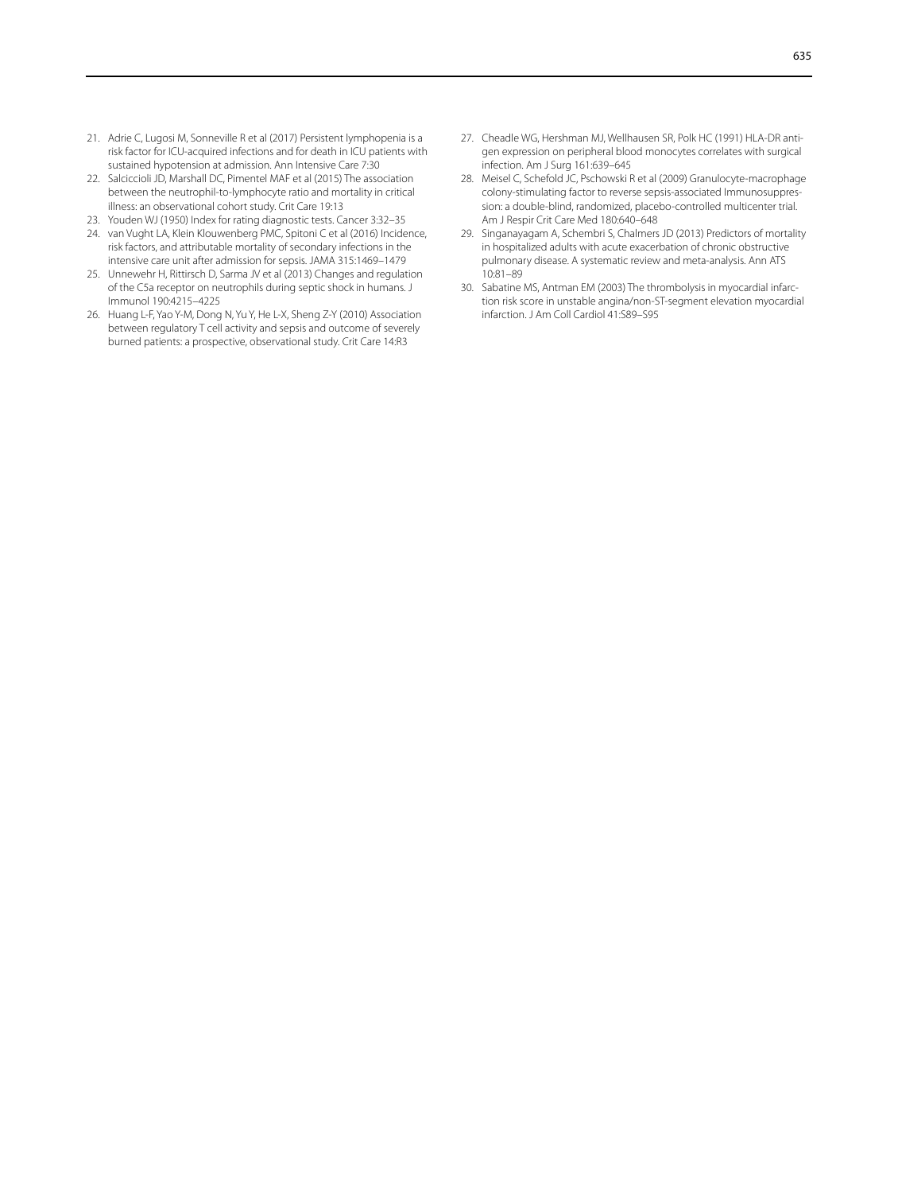21. Adrie C, Lugosi M, Sonneville R et al (2017) Persistent lymphopenia is a risk factor for ICU-acquired infections and for death in ICU patients with sustained hypotension at admission. Ann Intensive Care 7:30
22. Salciccioli JD, Marshall DC, Pimentel MAF et al (2015) The association between the neutrophil-to-lymphocyte ratio and mortality in critical illness: an observational cohort study. Crit Care 19:13
23. Youden WJ (1950) Index for rating diagnostic tests. Cancer 3:32–35
24. van Vught LA, Klein Klouwenberg PMC, Spitoni C et al (2016) Incidence, risk factors, and attributable mortality of secondary infections in the intensive care unit after admission for sepsis. JAMA 315:1469–1479
25. Unnewehr H, Rittirsch D, Sarma JV et al (2013) Changes and regulation of the C5a receptor on neutrophils during septic shock in humans. J Immunol 190:4215–4225
26. Huang L-F, Yao Y-M, Dong N, Yu Y, He L-X, Sheng Z-Y (2010) Association between regulatory T cell activity and sepsis and outcome of severely burned patients: a prospective, observational study. Crit Care 14:R3
27. Cheadle WG, Hershman MJ, Wellhausen SR, Polk HC (1991) HLA-DR antigen expression on peripheral blood monocytes correlates with surgical infection. Am J Surg 161:639–645
28. Meisel C, Schefold JC, Pschowski R et al (2009) Granulocyte-macrophage colony-stimulating factor to reverse sepsis-associated Immunosuppression: a double-blind, randomized, placebo-controlled multicenter trial. Am J Respir Crit Care Med 180:640–648
29. Singanayagam A, Schembri S, Chalmers JD (2013) Predictors of mortality in hospitalized adults with acute exacerbation of chronic obstructive pulmonary disease. A systematic review and meta-analysis. Ann ATS 10:81–89
30. Sabatine MS, Antman EM (2003) The thrombolysis in myocardial infarction risk score in unstable angina/non-ST-segment elevation myocardial infarction. J Am Coll Cardiol 41:S89–S95